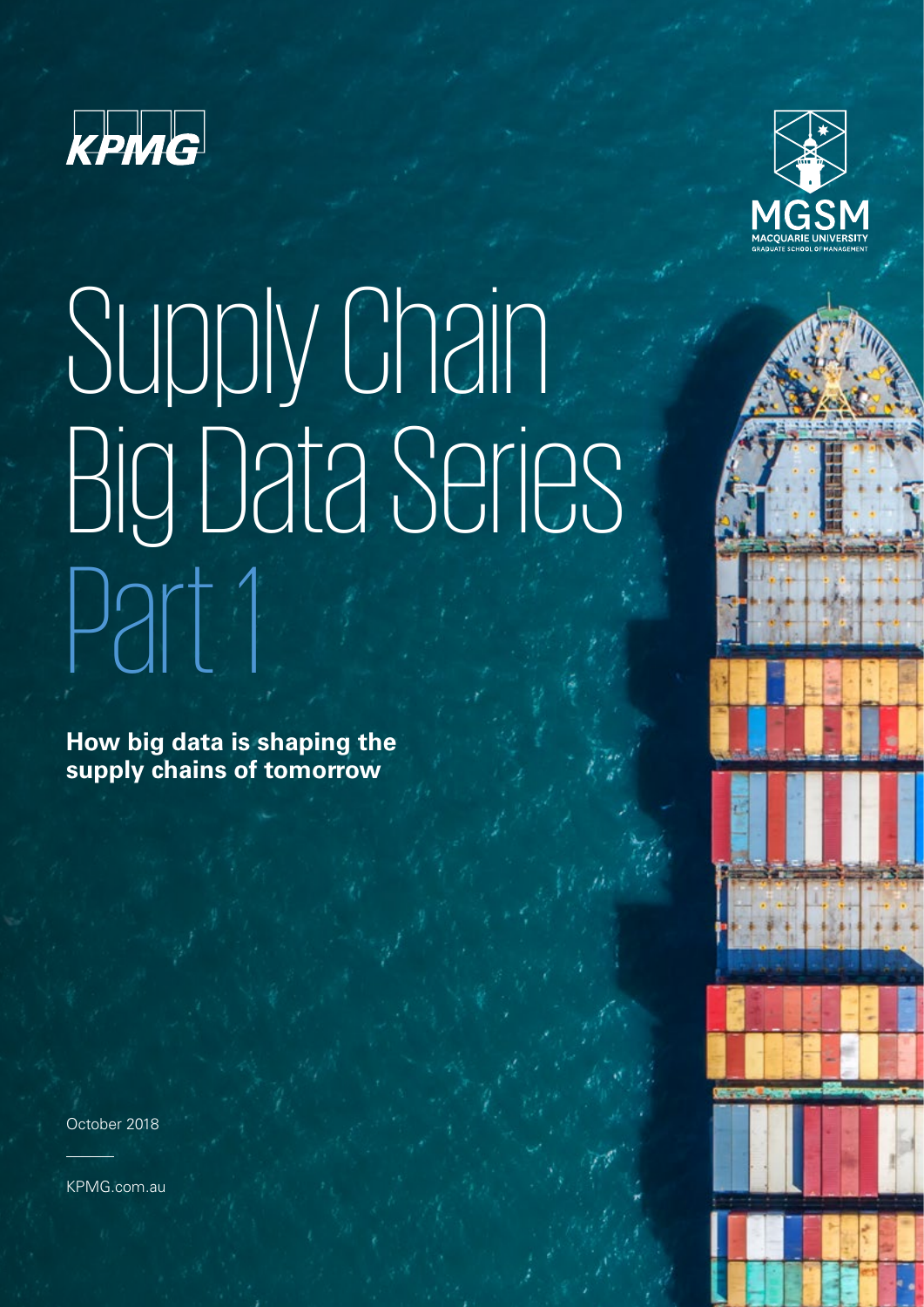KPMG

MGSM
MACQUARIE UNIVERSITY
GRADUATE SCHOOL OF MANAGEMENT

# Supply Chain Big Data Series Part 1

**How big data is shaping the supply chains of tomorrow**

October 2018

KPMG.com.au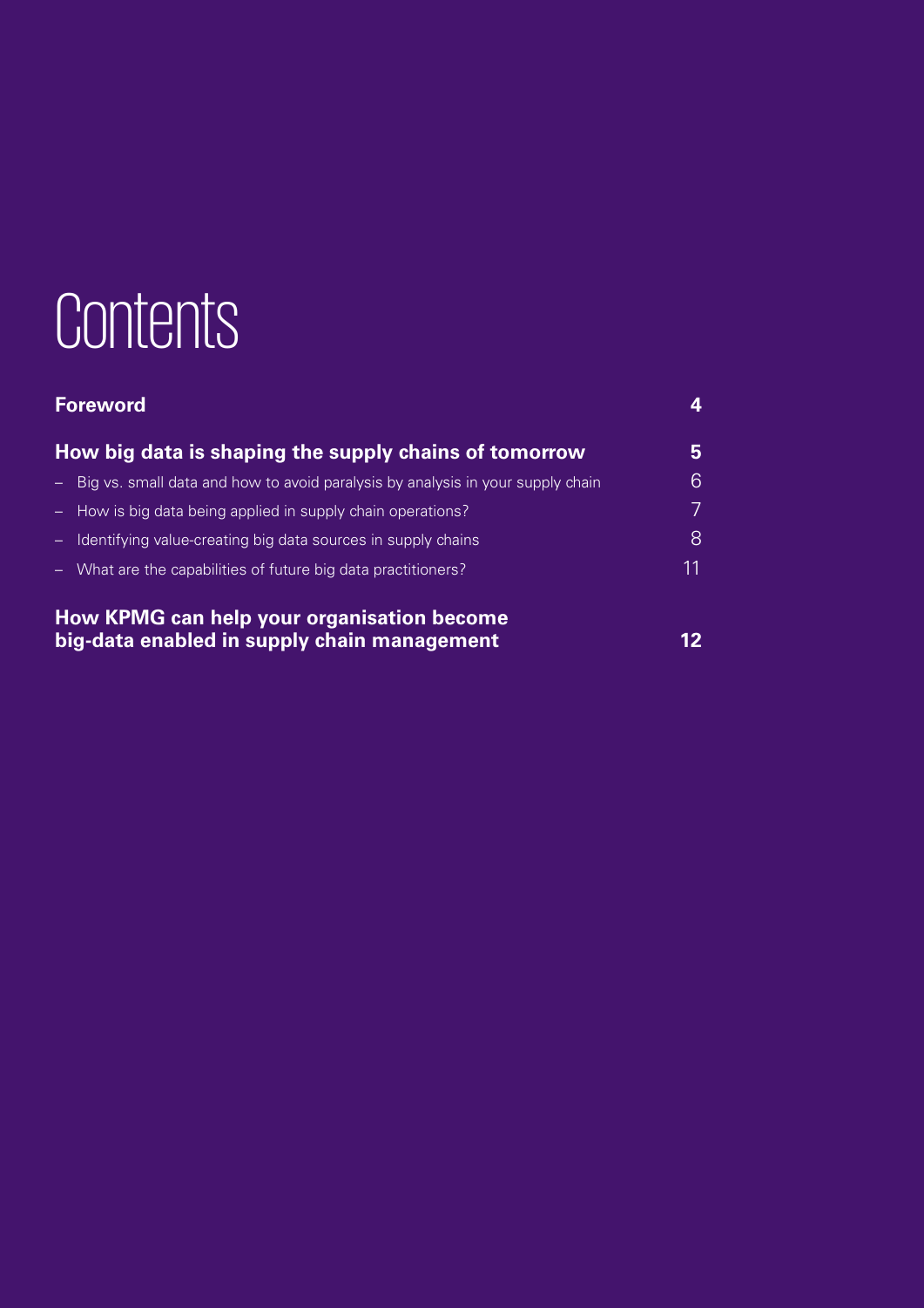# Contents

| | |
|---|---|
| **Foreword** | **4** |
| **How big data is shaping the supply chains of tomorrow** | **5** |
| – Big vs. small data and how to avoid paralysis by analysis in your supply chain | 6 |
| – How is big data being applied in supply chain operations? | 7 |
| – Identifying value-creating big data sources in supply chains | 8 |
| – What are the capabilities of future big data practitioners? | 11 |
| **How KPMG can help your organisation become big-data enabled in supply chain management** | **12** |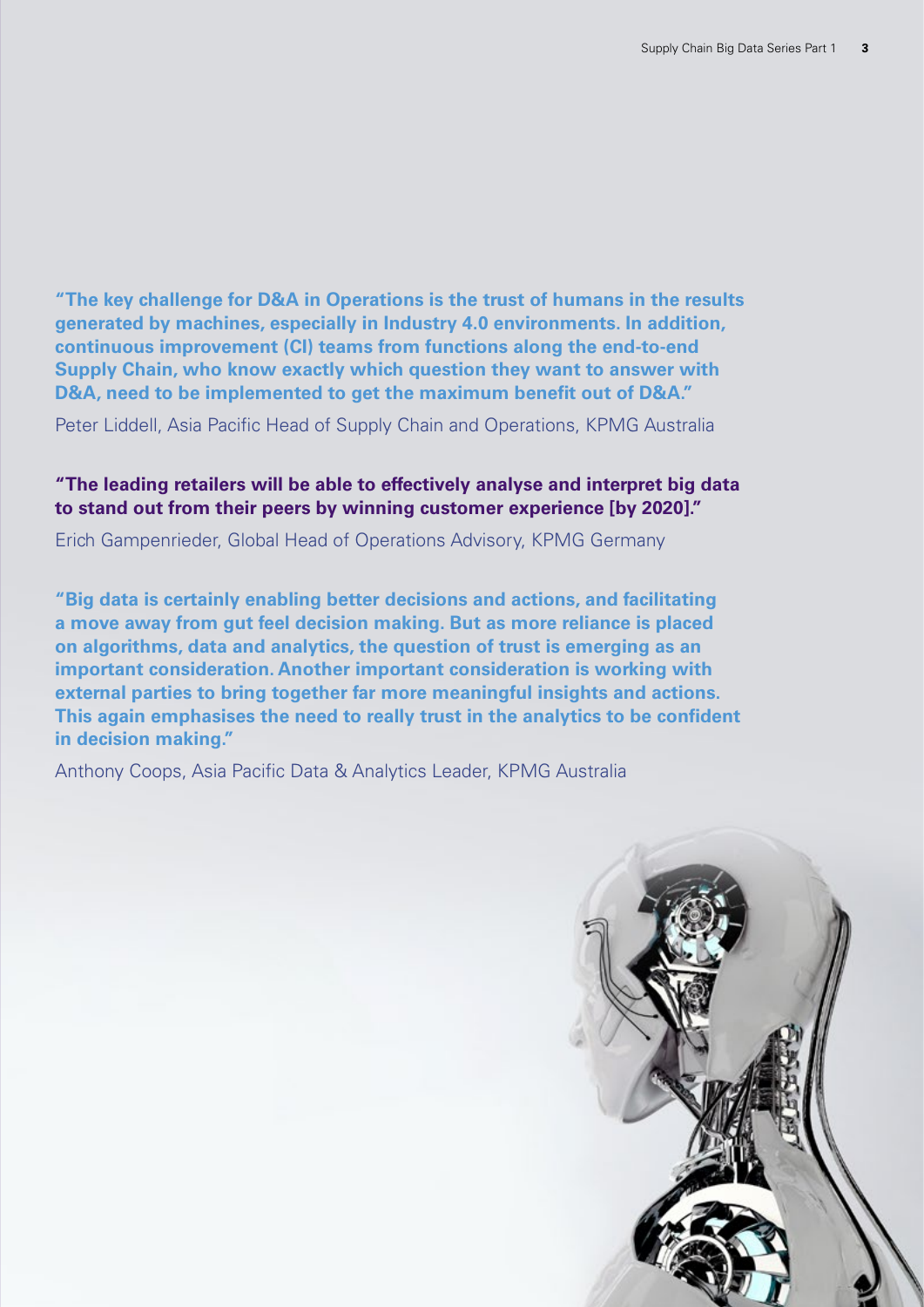**"The key challenge for D&A in Operations is the trust of humans in the results generated by machines, especially in Industry 4.0 environments. In addition, continuous improvement (CI) teams from functions along the end-to-end Supply Chain, who know exactly which question they want to answer with D&A, need to be implemented to get the maximum benefit out of D&A."**

Peter Liddell, Asia Pacific Head of Supply Chain and Operations, KPMG Australia

**"The leading retailers will be able to effectively analyse and interpret big data to stand out from their peers by winning customer experience [by 2020]."**

Erich Gampenrieder, Global Head of Operations Advisory, KPMG Germany

**"Big data is certainly enabling better decisions and actions, and facilitating a move away from gut feel decision making. But as more reliance is placed on algorithms, data and analytics, the question of trust is emerging as an important consideration. Another important consideration is working with external parties to bring together far more meaningful insights and actions. This again emphasises the need to really trust in the analytics to be confident in decision making."**

Anthony Coops, Asia Pacific Data & Analytics Leader, KPMG Australia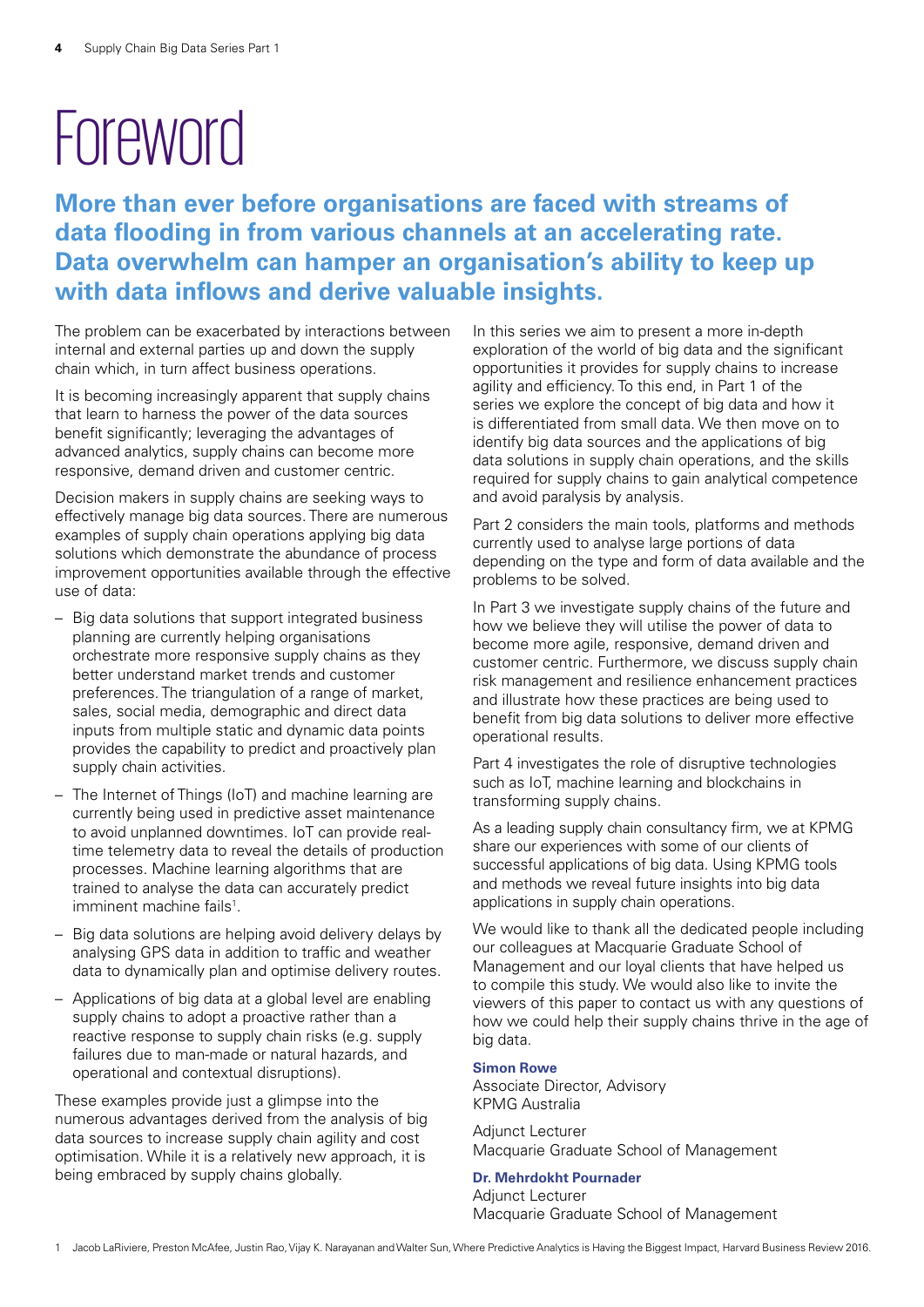# Foreword

**More than ever before organisations are faced with streams of data flooding in from various channels at an accelerating rate. Data overwhelm can hamper an organisation's ability to keep up with data inflows and derive valuable insights.**

The problem can be exacerbated by interactions between internal and external parties up and down the supply chain which, in turn affect business operations.

It is becoming increasingly apparent that supply chains that learn to harness the power of the data sources benefit significantly; leveraging the advantages of advanced analytics, supply chains can become more responsive, demand driven and customer centric.

Decision makers in supply chains are seeking ways to effectively manage big data sources. There are numerous examples of supply chain operations applying big data solutions which demonstrate the abundance of process improvement opportunities available through the effective use of data:

- Big data solutions that support integrated business planning are currently helping organisations orchestrate more responsive supply chains as they better understand market trends and customer preferences. The triangulation of a range of market, sales, social media, demographic and direct data inputs from multiple static and dynamic data points provides the capability to predict and proactively plan supply chain activities.
- The Internet of Things (IoT) and machine learning are currently being used in predictive asset maintenance to avoid unplanned downtimes. IoT can provide real-time telemetry data to reveal the details of production processes. Machine learning algorithms that are trained to analyse the data can accurately predict imminent machine fails[1].
- Big data solutions are helping avoid delivery delays by analysing GPS data in addition to traffic and weather data to dynamically plan and optimise delivery routes.
- Applications of big data at a global level are enabling supply chains to adopt a proactive rather than a reactive response to supply chain risks (e.g. supply failures due to man-made or natural hazards, and operational and contextual disruptions).

These examples provide just a glimpse into the numerous advantages derived from the analysis of big data sources to increase supply chain agility and cost optimisation. While it is a relatively new approach, it is being embraced by supply chains globally.

In this series we aim to present a more in-depth exploration of the world of big data and the significant opportunities it provides for supply chains to increase agility and efficiency. To this end, in Part 1 of the series we explore the concept of big data and how it is differentiated from small data. We then move on to identify big data sources and the applications of big data solutions in supply chain operations, and the skills required for supply chains to gain analytical competence and avoid paralysis by analysis.

Part 2 considers the main tools, platforms and methods currently used to analyse large portions of data depending on the type and form of data available and the problems to be solved.

In Part 3 we investigate supply chains of the future and how we believe they will utilise the power of data to become more agile, responsive, demand driven and customer centric. Furthermore, we discuss supply chain risk management and resilience enhancement practices and illustrate how these practices are being used to benefit from big data solutions to deliver more effective operational results.

Part 4 investigates the role of disruptive technologies such as IoT, machine learning and blockchains in transforming supply chains.

As a leading supply chain consultancy firm, we at KPMG share our experiences with some of our clients of successful applications of big data. Using KPMG tools and methods we reveal future insights into big data applications in supply chain operations.

We would like to thank all the dedicated people including our colleagues at Macquarie Graduate School of Management and our loyal clients that have helped us to compile this study. We would also like to invite the viewers of this paper to contact us with any questions of how we could help their supply chains thrive in the age of big data.

**Simon Rowe**
Associate Director, Advisory
KPMG Australia

Adjunct Lecturer
Macquarie Graduate School of Management

**Dr. Mehrdokht Pournader**
Adjunct Lecturer
Macquarie Graduate School of Management

1 Jacob LaRiviere, Preston McAfee, Justin Rao, Vijay K. Narayanan and Walter Sun, Where Predictive Analytics is Having the Biggest Impact, Harvard Business Review 2016.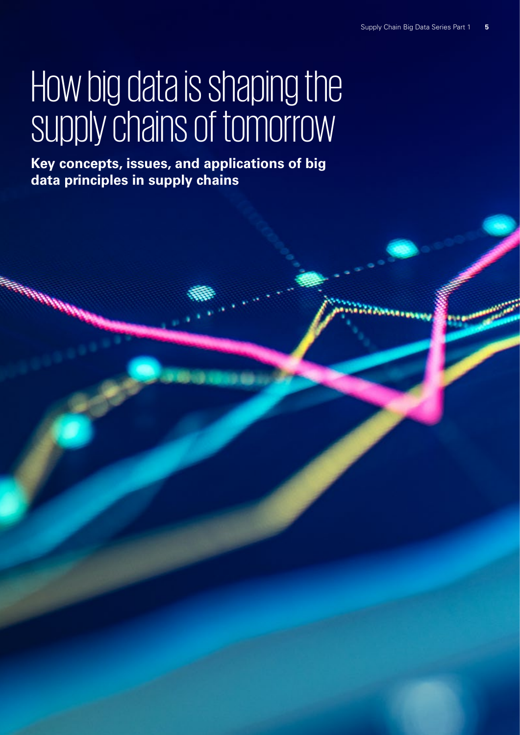# How big data is shaping the supply chains of tomorrow

**Key concepts, issues, and applications of big data principles in supply chains**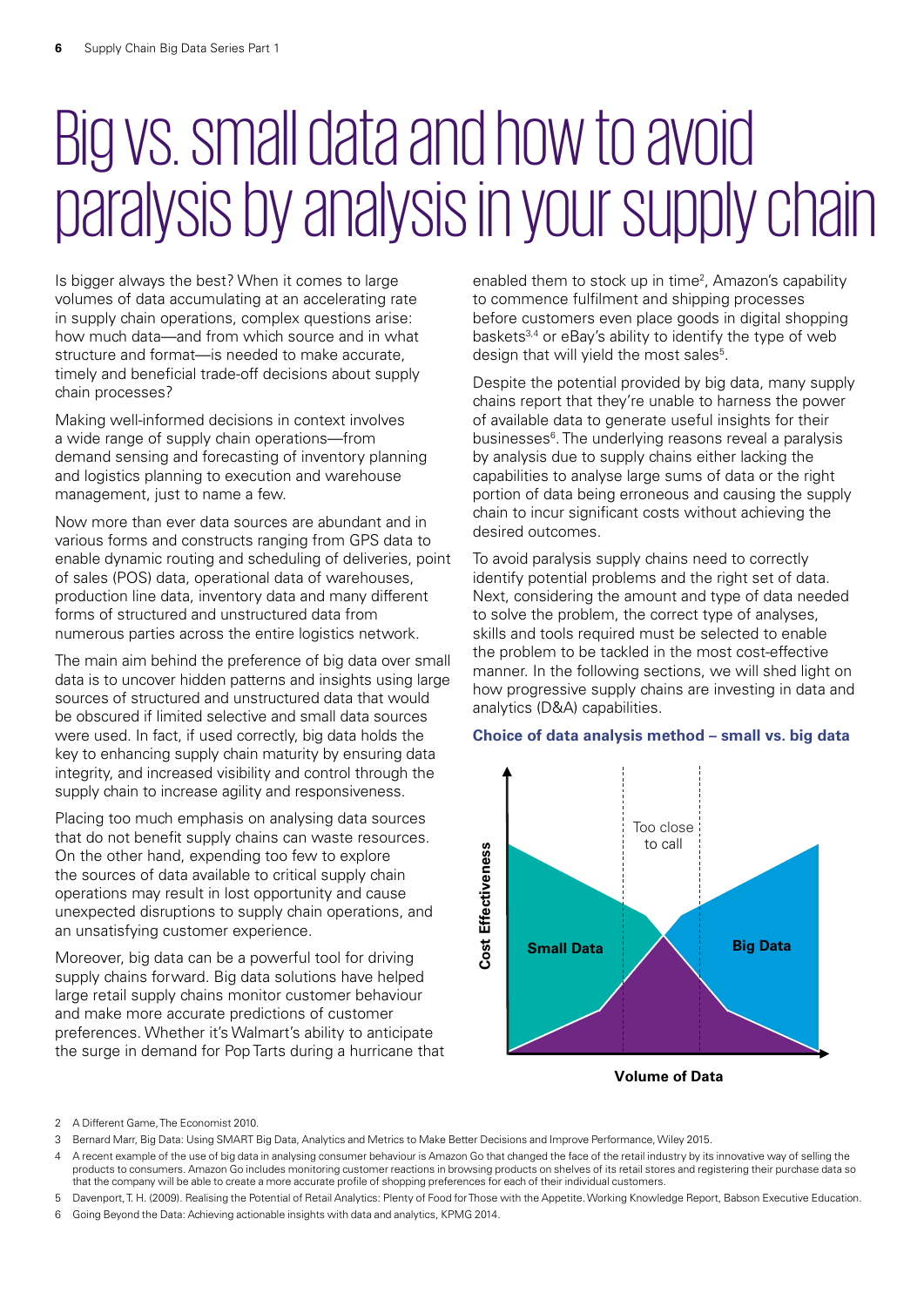# Big vs. small data and how to avoid paralysis by analysis in your supply chain

Is bigger always the best? When it comes to large volumes of data accumulating at an accelerating rate in supply chain operations, complex questions arise: how much data—and from which source and in what structure and format—is needed to make accurate, timely and beneficial trade-off decisions about supply chain processes?

Making well-informed decisions in context involves a wide range of supply chain operations—from demand sensing and forecasting of inventory planning and logistics planning to execution and warehouse management, just to name a few.

Now more than ever data sources are abundant and in various forms and constructs ranging from GPS data to enable dynamic routing and scheduling of deliveries, point of sales (POS) data, operational data of warehouses, production line data, inventory data and many different forms of structured and unstructured data from numerous parties across the entire logistics network.

The main aim behind the preference of big data over small data is to uncover hidden patterns and insights using large sources of structured and unstructured data that would be obscured if limited selective and small data sources were used. In fact, if used correctly, big data holds the key to enhancing supply chain maturity by ensuring data integrity, and increased visibility and control through the supply chain to increase agility and responsiveness.

Placing too much emphasis on analysing data sources that do not benefit supply chains can waste resources. On the other hand, expending too few to explore the sources of data available to critical supply chain operations may result in lost opportunity and cause unexpected disruptions to supply chain operations, and an unsatisfying customer experience.

Moreover, big data can be a powerful tool for driving supply chains forward. Big data solutions have helped large retail supply chains monitor customer behaviour and make more accurate predictions of customer preferences. Whether it's Walmart's ability to anticipate the surge in demand for Pop Tarts during a hurricane that enabled them to stock up in time[2], Amazon's capability to commence fulfilment and shipping processes before customers even place goods in digital shopping baskets[3,4] or eBay's ability to identify the type of web design that will yield the most sales[5].

Despite the potential provided by big data, many supply chains report that they're unable to harness the power of available data to generate useful insights for their businesses[6]. The underlying reasons reveal a paralysis by analysis due to supply chains either lacking the capabilities to analyse large sums of data or the right portion of data being erroneous and causing the supply chain to incur significant costs without achieving the desired outcomes.

To avoid paralysis supply chains need to correctly identify potential problems and the right set of data. Next, considering the amount and type of data needed to solve the problem, the correct type of analyses, skills and tools required must be selected to enable the problem to be tackled in the most cost-effective manner. In the following sections, we will shed light on how progressive supply chains are investing in data and analytics (D&A) capabilities.

**Choice of data analysis method – small vs. big data**

Cost Effectiveness | Too close to call | Small Data | Big Data | Volume of Data

2 A Different Game, The Economist 2010.

3 Bernard Marr, Big Data: Using SMART Big Data, Analytics and Metrics to Make Better Decisions and Improve Performance, Wiley 2015.

4 A recent example of the use of big data in analysing consumer behaviour is Amazon Go that changed the face of the retail industry by its innovative way of selling the products to consumers. Amazon Go includes monitoring customer reactions in browsing products on shelves of its retail stores and registering their purchase data so that the company will be able to create a more accurate profile of shopping preferences for each of their individual customers.

5 Davenport, T. H. (2009). Realising the Potential of Retail Analytics: Plenty of Food for Those with the Appetite. Working Knowledge Report, Babson Executive Education.

6 Going Beyond the Data: Achieving actionable insights with data and analytics, KPMG 2014.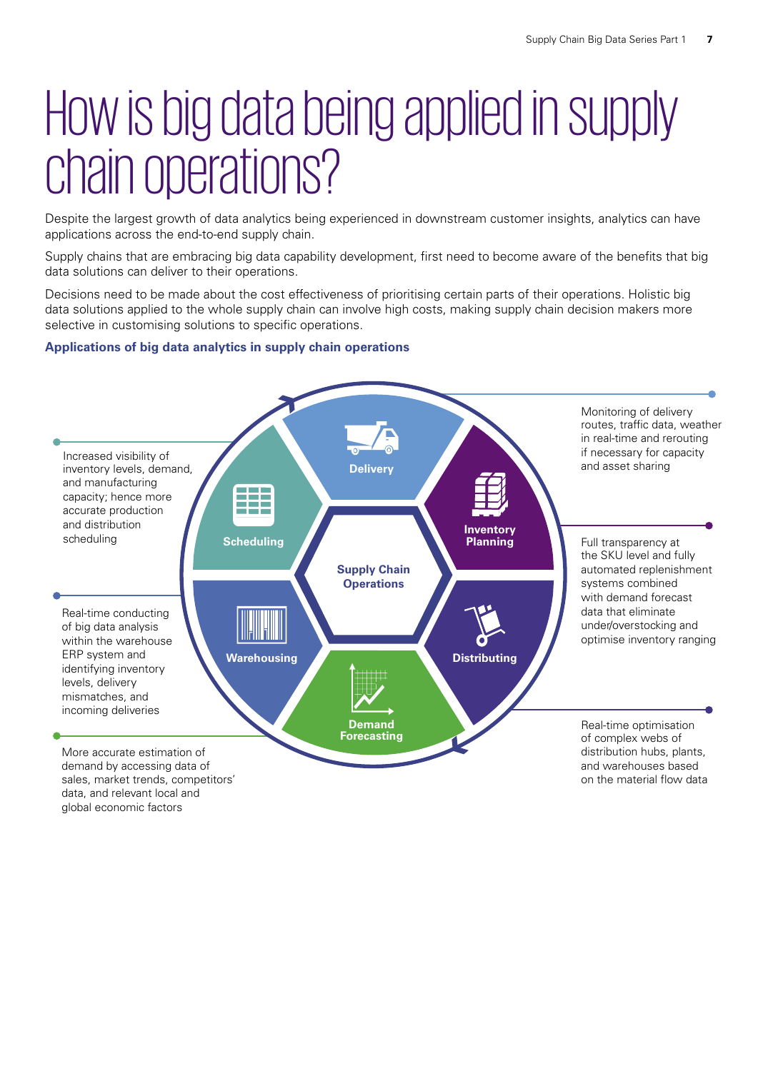# How is big data being applied in supply chain operations?

Despite the largest growth of data analytics being experienced in downstream customer insights, analytics can have applications across the end-to-end supply chain.

Supply chains that are embracing big data capability development, first need to become aware of the benefits that big data solutions can deliver to their operations.

Decisions need to be made about the cost effectiveness of prioritising certain parts of their operations. Holistic big data solutions applied to the whole supply chain can involve high costs, making supply chain decision makers more selective in customising solutions to specific operations.

**Applications of big data analytics in supply chain operations**

Supply Chain Operations

- **Delivery**: Monitoring of delivery routes, traffic data, weather in real-time and rerouting if necessary for capacity and asset sharing
- **Inventory Planning**: Full transparency at the SKU level and fully automated replenishment systems combined with demand forecast data that eliminate under/overstocking and optimise inventory ranging
- **Distributing**: Real-time optimisation of complex webs of distribution hubs, plants, and warehouses based on the material flow data
- **Demand Forecasting**: More accurate estimation of demand by accessing data of sales, market trends, competitors' data, and relevant local and global economic factors
- **Warehousing**: Real-time conducting of big data analysis within the warehouse ERP system and identifying inventory levels, delivery mismatches, and incoming deliveries
- **Scheduling**: Increased visibility of inventory levels, demand, and manufacturing capacity; hence more accurate production and distribution scheduling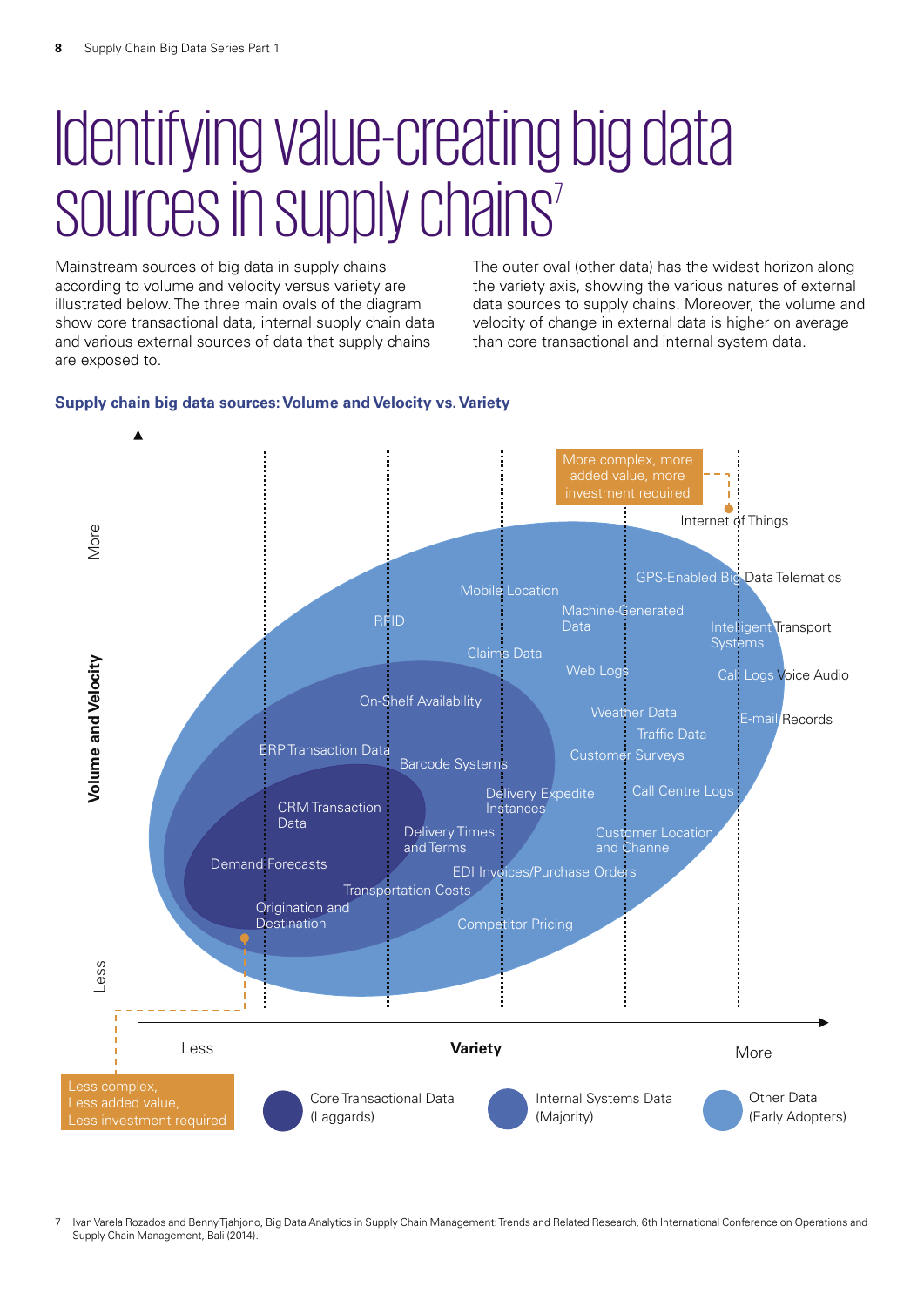# Identifying value-creating big data sources in supply chains[7]

Mainstream sources of big data in supply chains according to volume and velocity versus variety are illustrated below. The three main ovals of the diagram show core transactional data, internal supply chain data and various external sources of data that supply chains are exposed to.

The outer oval (other data) has the widest horizon along the variety axis, showing the various natures of external data sources to supply chains. Moreover, the volume and velocity of change in external data is higher on average than core transactional and internal system data.

### Supply chain big data sources: Volume and Velocity vs. Variety

Volume and Velocity (Less → More)

Variety (Less → More)

More complex, more added value, more investment required

Internet of Things

GPS-Enabled Big Data Telematics

Mobile Location

Machine-Generated Data

RFID

Intelligent Transport Systems

Claims Data

Web Logs

Call Logs Voice Audio

On-Shelf Availability

Weather Data

E-mail Records

Traffic Data

ERP Transaction Data

Customer Surveys

Barcode Systems

Delivery Expedite Instances

Call Centre Logs

CRM Transaction Data

Delivery Times and Terms

Customer Location and Channel

Demand Forecasts

EDI Invoices/Purchase Orders

Transportation Costs

Origination and Destination

Competitor Pricing

Less complex, Less added value, Less investment required

Core Transactional Data (Laggards)

Internal Systems Data (Majority)

Other Data (Early Adopters)

7 Ivan Varela Rozados and Benny Tjahjono, Big Data Analytics in Supply Chain Management: Trends and Related Research, 6th International Conference on Operations and Supply Chain Management, Bali (2014).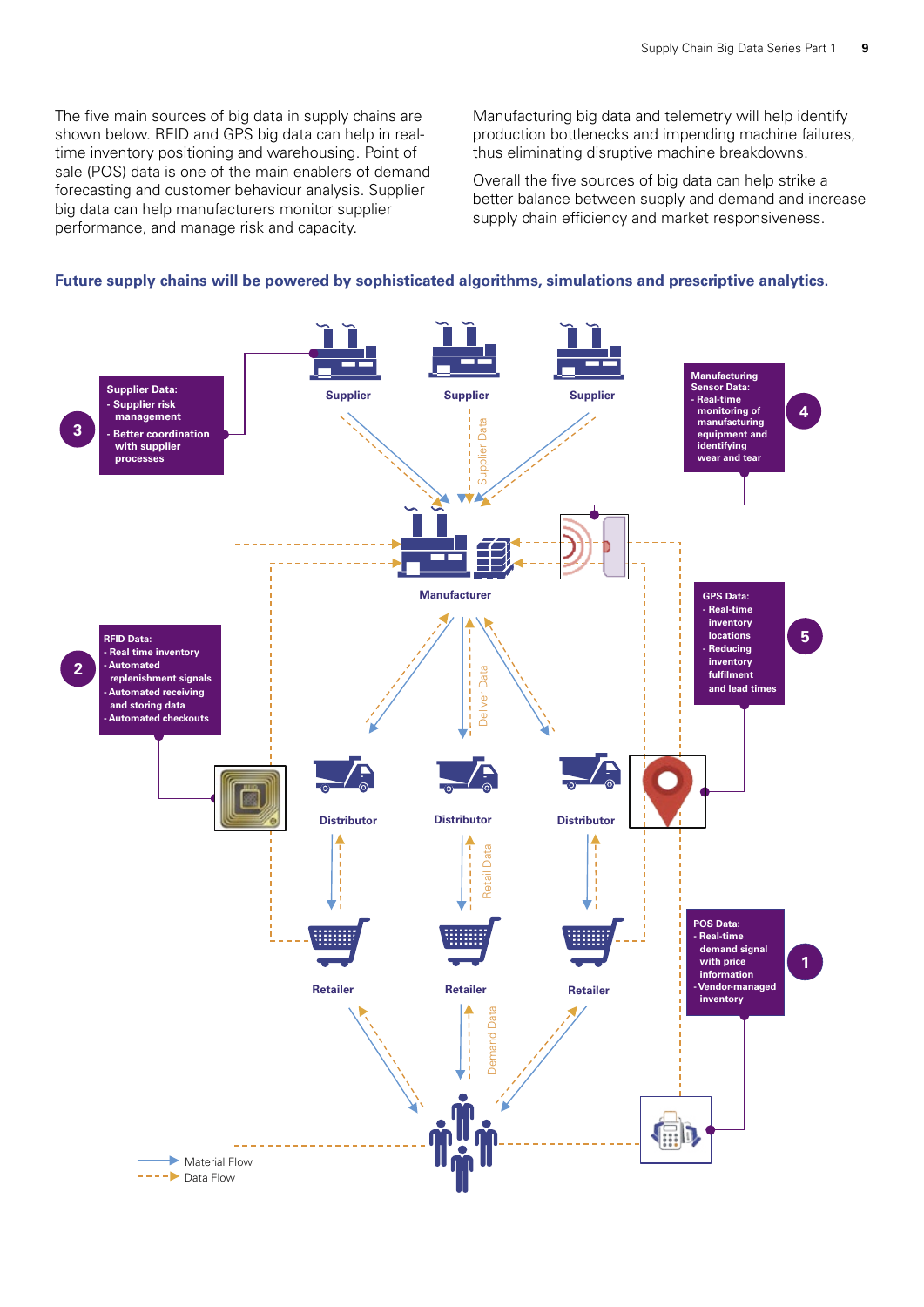The five main sources of big data in supply chains are shown below. RFID and GPS big data can help in real-time inventory positioning and warehousing. Point of sale (POS) data is one of the main enablers of demand forecasting and customer behaviour analysis. Supplier big data can help manufacturers monitor supplier performance, and manage risk and capacity.

Manufacturing big data and telemetry will help identify production bottlenecks and impending machine failures, thus eliminating disruptive machine breakdowns.

Overall the five sources of big data can help strike a better balance between supply and demand and increase supply chain efficiency and market responsiveness.

**Future supply chains will be powered by sophisticated algorithms, simulations and prescriptive analytics.**

Supplier | Supplier | Supplier

Supplier Data

Manufacturer

Deliver Data

Distributor | Distributor | Distributor

Retail Data

Retailer | Retailer | Retailer

Demand Data

**3** Supplier Data:
- Supplier risk management
- Better coordination with supplier processes

**4** Manufacturing Sensor Data:
- Real-time monitoring of manufacturing equipment and identifying wear and tear

**2** RFID Data:
- Real time inventory
- Automated replenishment signals
- Automated receiving and storing data
- Automated checkouts

**5** GPS Data:
- Real-time inventory locations
- Reducing inventory fulfilment and lead times

**1** POS Data:
- Real-time demand signal with price information
- Vendor-managed inventory

Material Flow

Data Flow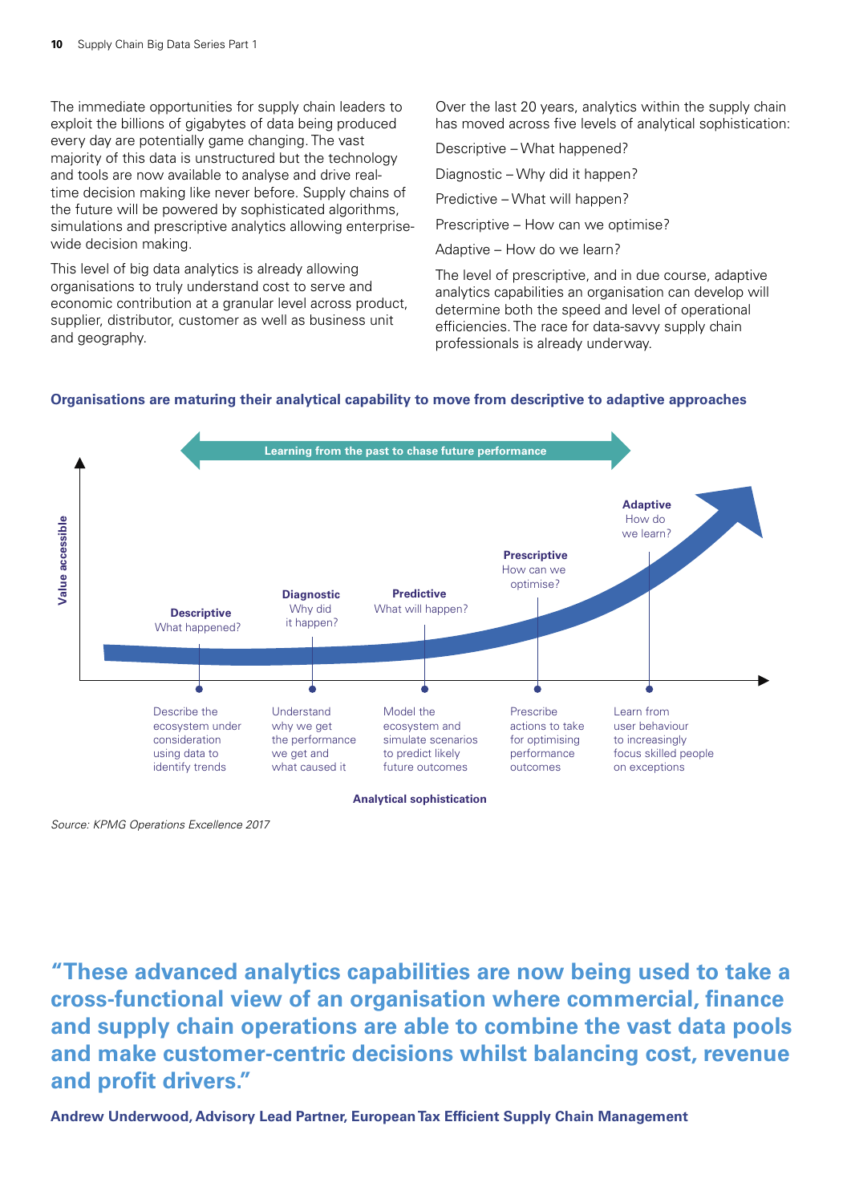The immediate opportunities for supply chain leaders to exploit the billions of gigabytes of data being produced every day are potentially game changing. The vast majority of this data is unstructured but the technology and tools are now available to analyse and drive real-time decision making like never before. Supply chains of the future will be powered by sophisticated algorithms, simulations and prescriptive analytics allowing enterprise-wide decision making.

This level of big data analytics is already allowing organisations to truly understand cost to serve and economic contribution at a granular level across product, supplier, distributor, customer as well as business unit and geography.

Over the last 20 years, analytics within the supply chain has moved across five levels of analytical sophistication:

Descriptive – What happened?

Diagnostic – Why did it happen?

Predictive – What will happen?

Prescriptive – How can we optimise?

Adaptive – How do we learn?

The level of prescriptive, and in due course, adaptive analytics capabilities an organisation can develop will determine both the speed and level of operational efficiencies. The race for data-savvy supply chain professionals is already underway.

**Organisations are maturing their analytical capability to move from descriptive to adaptive approaches**

Learning from the past to chase future performance

Value accessible

**Descriptive** What happened?

**Diagnostic** Why did it happen?

**Predictive** What will happen?

**Prescriptive** How can we optimise?

**Adaptive** How do we learn?

Describe the ecosystem under consideration using data to identify trends

Understand why we get the performance we get and what caused it

Model the ecosystem and simulate scenarios to predict likely future outcomes

Prescribe actions to take for optimising performance outcomes

Learn from user behaviour to increasingly focus skilled people on exceptions

Analytical sophistication

*Source: KPMG Operations Excellence 2017*

**"These advanced analytics capabilities are now being used to take a cross-functional view of an organisation where commercial, finance and supply chain operations are able to combine the vast data pools and make customer-centric decisions whilst balancing cost, revenue and profit drivers."**

**Andrew Underwood, Advisory Lead Partner, European Tax Efficient Supply Chain Management**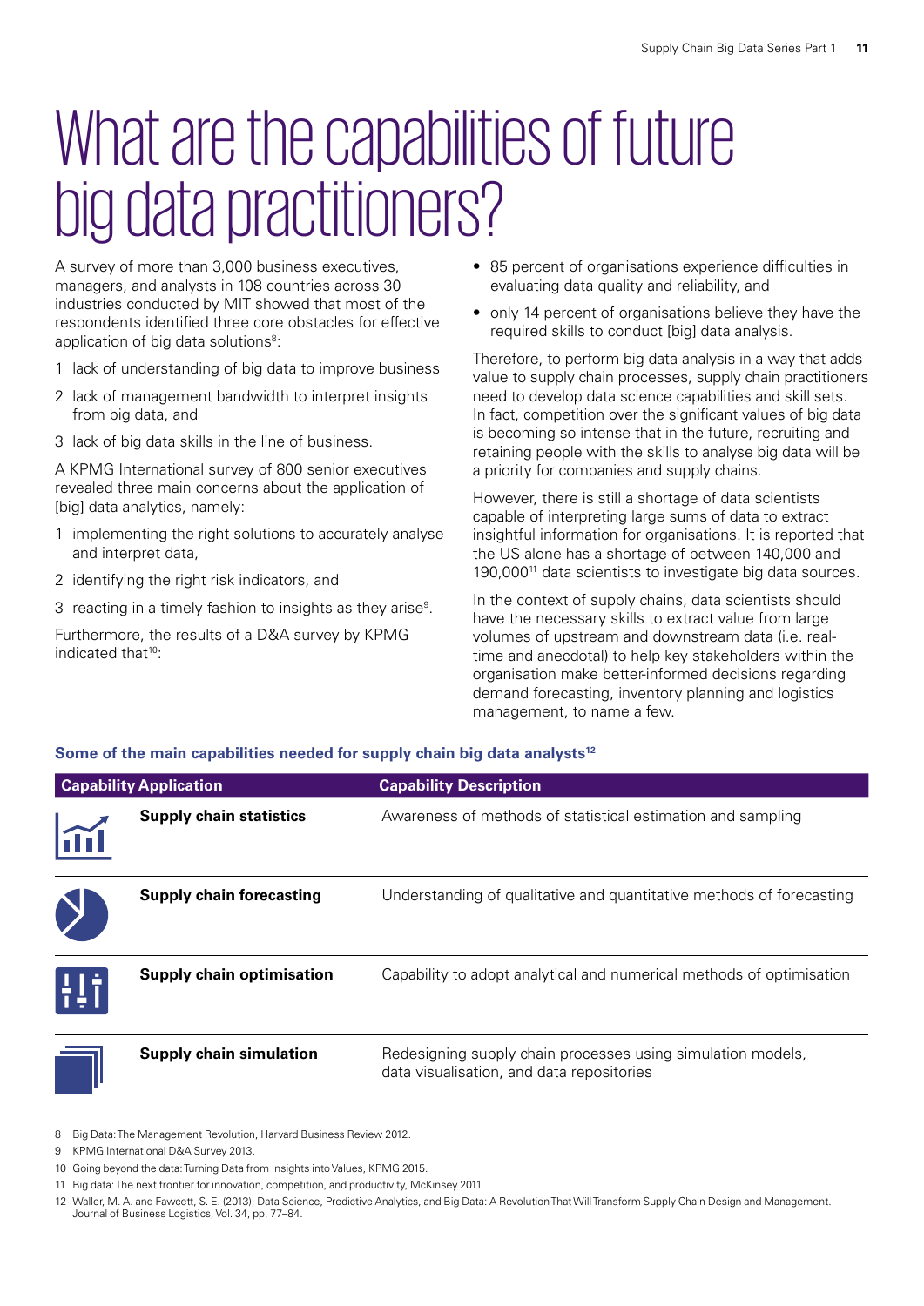# What are the capabilities of future big data practitioners?

A survey of more than 3,000 business executives, managers, and analysts in 108 countries across 30 industries conducted by MIT showed that most of the respondents identified three core obstacles for effective application of big data solutions[8]:

1. lack of understanding of big data to improve business
2. lack of management bandwidth to interpret insights from big data, and
3. lack of big data skills in the line of business.

A KPMG International survey of 800 senior executives revealed three main concerns about the application of [big] data analytics, namely:

1. implementing the right solutions to accurately analyse and interpret data,
2. identifying the right risk indicators, and
3. reacting in a timely fashion to insights as they arise[9].

Furthermore, the results of a D&A survey by KPMG indicated that[10]:

- 85 percent of organisations experience difficulties in evaluating data quality and reliability, and
- only 14 percent of organisations believe they have the required skills to conduct [big] data analysis.

Therefore, to perform big data analysis in a way that adds value to supply chain processes, supply chain practitioners need to develop data science capabilities and skill sets. In fact, competition over the significant values of big data is becoming so intense that in the future, recruiting and retaining people with the skills to analyse big data will be a priority for companies and supply chains.

However, there is still a shortage of data scientists capable of interpreting large sums of data to extract insightful information for organisations. It is reported that the US alone has a shortage of between 140,000 and 190,000[11] data scientists to investigate big data sources.

In the context of supply chains, data scientists should have the necessary skills to extract value from large volumes of upstream and downstream data (i.e. real-time and anecdotal) to help key stakeholders within the organisation make better-informed decisions regarding demand forecasting, inventory planning and logistics management, to name a few.

**Some of the main capabilities needed for supply chain big data analysts[12]**

| Capability Application | Capability Description |
|---|---|
| **Supply chain statistics** | Awareness of methods of statistical estimation and sampling |
| **Supply chain forecasting** | Understanding of qualitative and quantitative methods of forecasting |
| **Supply chain optimisation** | Capability to adopt analytical and numerical methods of optimisation |
| **Supply chain simulation** | Redesigning supply chain processes using simulation models, data visualisation, and data repositories |

8 Big Data: The Management Revolution, Harvard Business Review 2012.

9 KPMG International D&A Survey 2013.

10 Going beyond the data: Turning Data from Insights into Values, KPMG 2015.

11 Big data: The next frontier for innovation, competition, and productivity, McKinsey 2011.

12 Waller, M. A. and Fawcett, S. E. (2013), Data Science, Predictive Analytics, and Big Data: A Revolution That Will Transform Supply Chain Design and Management. Journal of Business Logistics, Vol. 34, pp. 77–84.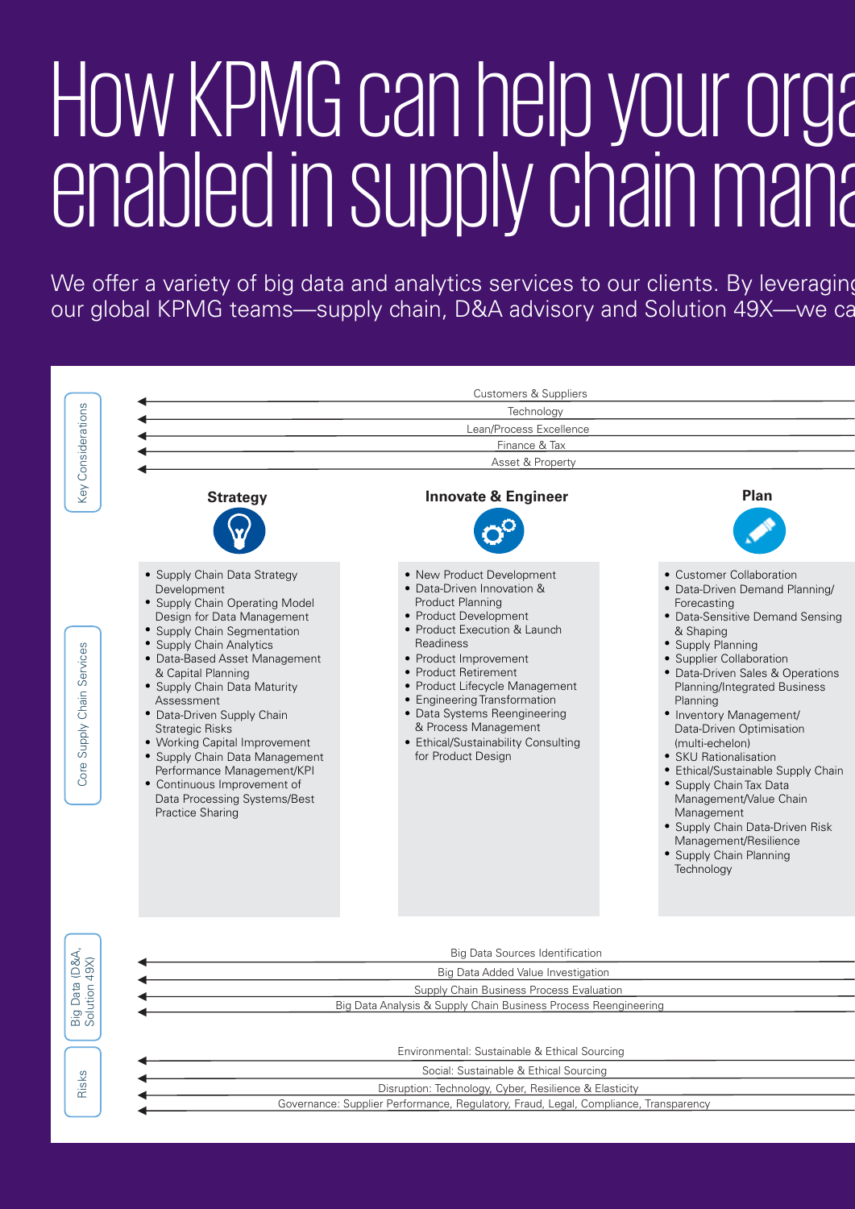# How KPMG can help your orga enabled in supply chain mana

We offer a variety of big data and analytics services to our clients. By leveraging our global KPMG teams—supply chain, D&A advisory and Solution 49X—we ca

**Key Considerations**

- Customers & Suppliers
- Technology
- Lean/Process Excellence
- Finance & Tax
- Asset & Property

**Core Supply Chain Services**

### Strategy

- Supply Chain Data Strategy Development
- Supply Chain Operating Model Design for Data Management
- Supply Chain Segmentation
- Supply Chain Analytics
- Data-Based Asset Management & Capital Planning
- Supply Chain Data Maturity Assessment
- Data-Driven Supply Chain Strategic Risks
- Working Capital Improvement
- Supply Chain Data Management Performance Management/KPI
- Continuous Improvement of Data Processing Systems/Best Practice Sharing

### Innovate & Engineer

- New Product Development
- Data-Driven Innovation & Product Planning
- Product Development
- Product Execution & Launch Readiness
- Product Improvement
- Product Retirement
- Product Lifecycle Management
- Engineering Transformation
- Data Systems Reengineering & Process Management
- Ethical/Sustainability Consulting for Product Design

### Plan

- Customer Collaboration
- Data-Driven Demand Planning/ Forecasting
- Data-Sensitive Demand Sensing & Shaping
- Supply Planning
- Supplier Collaboration
- Data-Driven Sales & Operations Planning/Integrated Business Planning
- Inventory Management/ Data-Driven Optimisation (multi-echelon)
- SKU Rationalisation
- Ethical/Sustainable Supply Chain
- Supply Chain Tax Data Management/Value Chain Management
- Supply Chain Data-Driven Risk Management/Resilience
- Supply Chain Planning Technology

**Big Data (D&A, Solution 49X)**

- Big Data Sources Identification
- Big Data Added Value Investigation
- Supply Chain Business Process Evaluation
- Big Data Analysis & Supply Chain Business Process Reengineering

**Risks**

- Environmental: Sustainable & Ethical Sourcing
- Social: Sustainable & Ethical Sourcing
- Disruption: Technology, Cyber, Resilience & Elasticity
- Governance: Supplier Performance, Regulatory, Fraud, Legal, Compliance, Transparency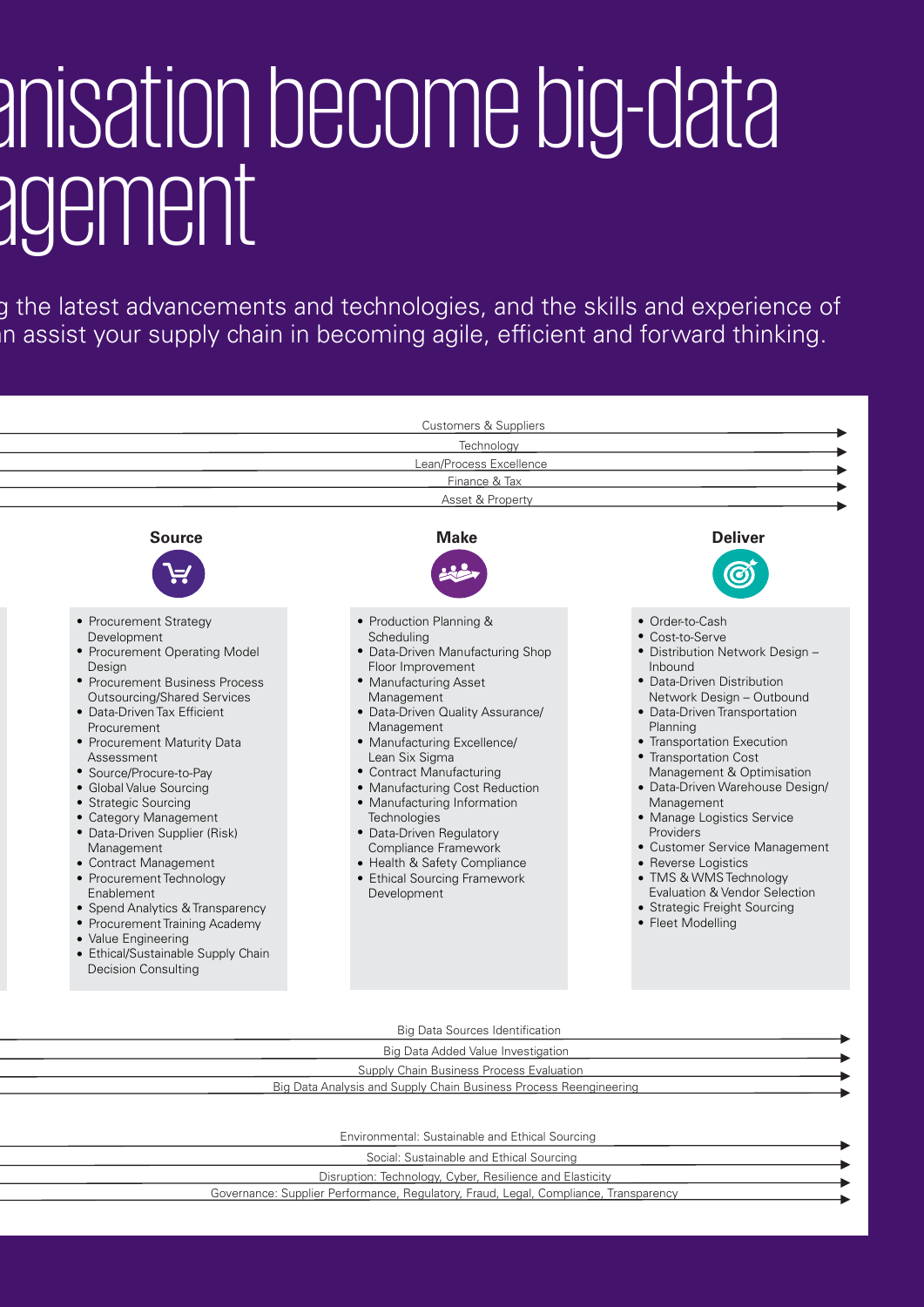# anisation become big-data agement

g the latest advancements and technologies, and the skills and experience of in assist your supply chain in becoming agile, efficient and forward thinking.

Customers & Suppliers

Technology

Lean/Process Excellence

Finance & Tax

Asset & Property

### Source

- Procurement Strategy Development
- Procurement Operating Model Design
- Procurement Business Process Outsourcing/Shared Services
- Data-Driven Tax Efficient Procurement
- Procurement Maturity Data Assessment
- Source/Procure-to-Pay
- Global Value Sourcing
- Strategic Sourcing
- Category Management
- Data-Driven Supplier (Risk) Management
- Contract Management
- Procurement Technology Enablement
- Spend Analytics & Transparency
- Procurement Training Academy
- Value Engineering
- Ethical/Sustainable Supply Chain Decision Consulting

### Make

- Production Planning & Scheduling
- Data-Driven Manufacturing Shop Floor Improvement
- Manufacturing Asset Management
- Data-Driven Quality Assurance/ Management
- Manufacturing Excellence/ Lean Six Sigma
- Contract Manufacturing
- Manufacturing Cost Reduction
- Manufacturing Information Technologies
- Data-Driven Regulatory Compliance Framework
- Health & Safety Compliance
- Ethical Sourcing Framework Development

### Deliver

- Order-to-Cash
- Cost-to-Serve
- Distribution Network Design – Inbound
- Data-Driven Distribution Network Design – Outbound
- Data-Driven Transportation Planning
- Transportation Execution
- Transportation Cost Management & Optimisation
- Data-Driven Warehouse Design/ Management
- Manage Logistics Service Providers
- Customer Service Management
- Reverse Logistics
- TMS & WMS Technology Evaluation & Vendor Selection
- Strategic Freight Sourcing
- Fleet Modelling

Big Data Sources Identification

Big Data Added Value Investigation

Supply Chain Business Process Evaluation

Big Data Analysis and Supply Chain Business Process Reengineering

Environmental: Sustainable and Ethical Sourcing

Social: Sustainable and Ethical Sourcing

Disruption: Technology, Cyber, Resilience and Elasticity

Governance: Supplier Performance, Regulatory, Fraud, Legal, Compliance, Transparency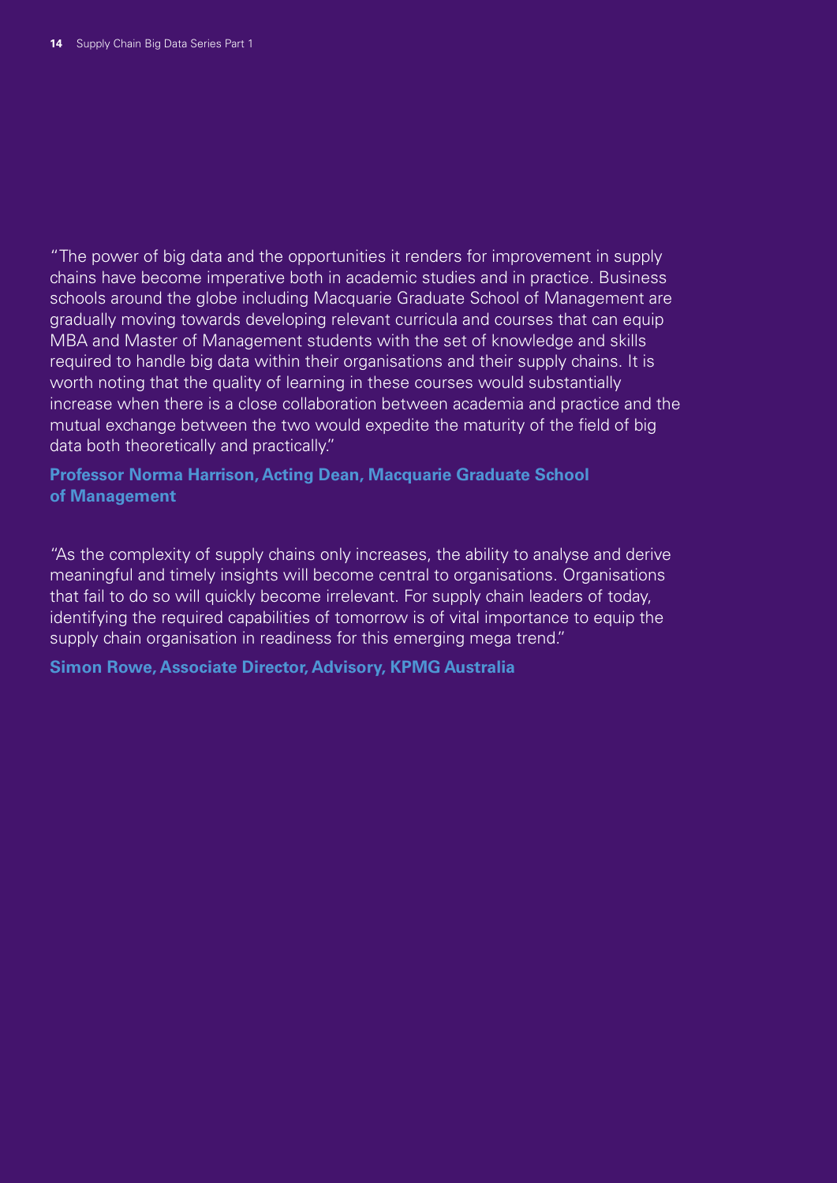"The power of big data and the opportunities it renders for improvement in supply chains have become imperative both in academic studies and in practice. Business schools around the globe including Macquarie Graduate School of Management are gradually moving towards developing relevant curricula and courses that can equip MBA and Master of Management students with the set of knowledge and skills required to handle big data within their organisations and their supply chains. It is worth noting that the quality of learning in these courses would substantially increase when there is a close collaboration between academia and practice and the mutual exchange between the two would expedite the maturity of the field of big data both theoretically and practically."

**Professor Norma Harrison, Acting Dean, Macquarie Graduate School of Management**

"As the complexity of supply chains only increases, the ability to analyse and derive meaningful and timely insights will become central to organisations. Organisations that fail to do so will quickly become irrelevant. For supply chain leaders of today, identifying the required capabilities of tomorrow is of vital importance to equip the supply chain organisation in readiness for this emerging mega trend."

**Simon Rowe, Associate Director, Advisory, KPMG Australia**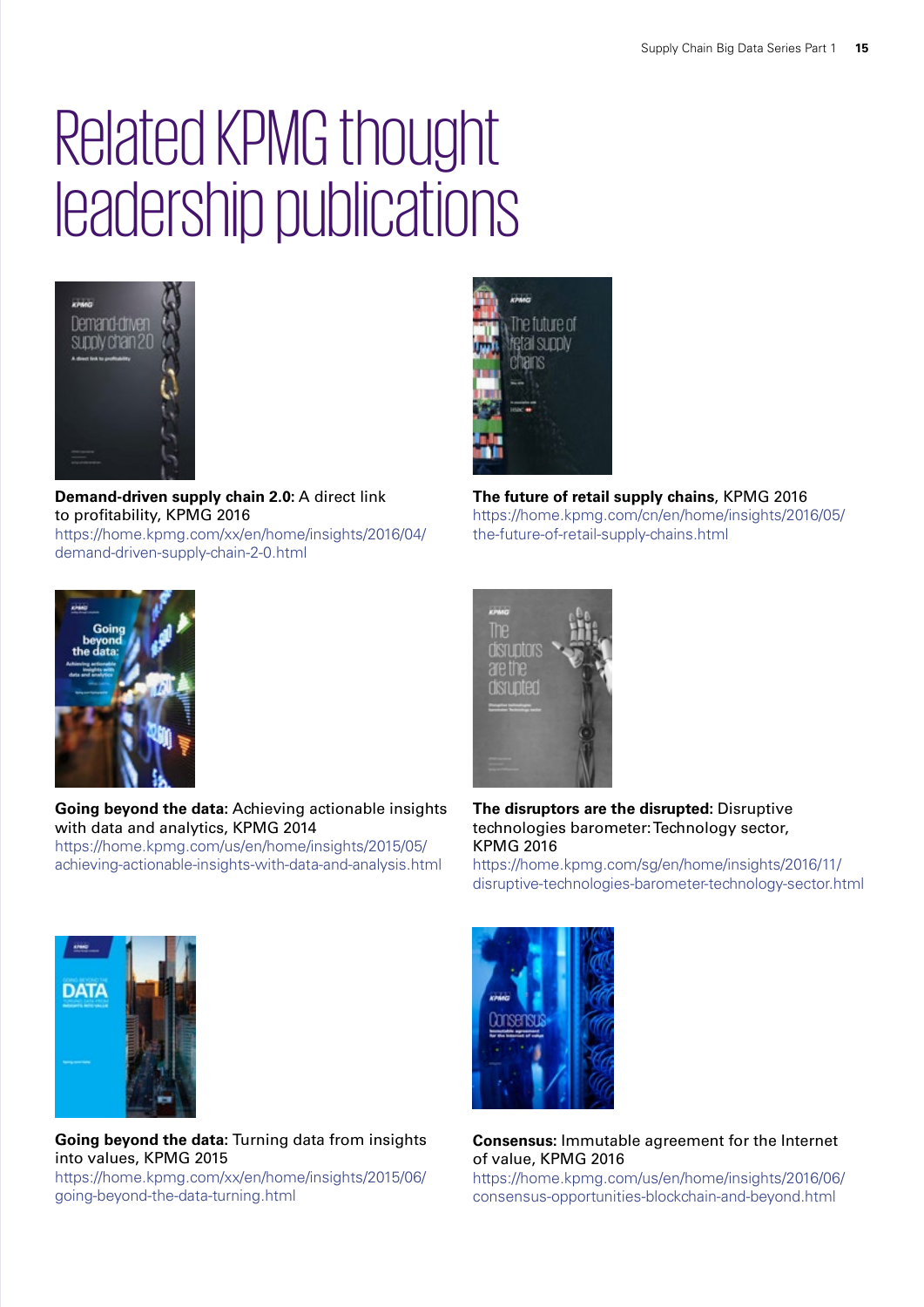# Related KPMG thought leadership publications

**Demand-driven supply chain 2.0:** A direct link to profitability, KPMG 2016
https://home.kpmg.com/xx/en/home/insights/2016/04/demand-driven-supply-chain-2-0.html

**The future of retail supply chains**, KPMG 2016
https://home.kpmg.com/cn/en/home/insights/2016/05/the-future-of-retail-supply-chains.html

**Going beyond the data:** Achieving actionable insights with data and analytics, KPMG 2014
https://home.kpmg.com/us/en/home/insights/2015/05/achieving-actionable-insights-with-data-and-analysis.html

**The disruptors are the disrupted:** Disruptive technologies barometer: Technology sector, KPMG 2016
https://home.kpmg.com/sg/en/home/insights/2016/11/disruptive-technologies-barometer-technology-sector.html

**Going beyond the data:** Turning data from insights into values, KPMG 2015
https://home.kpmg.com/xx/en/home/insights/2015/06/going-beyond-the-data-turning.html

**Consensus:** Immutable agreement for the Internet of value, KPMG 2016
https://home.kpmg.com/us/en/home/insights/2016/06/consensus-opportunities-blockchain-and-beyond.html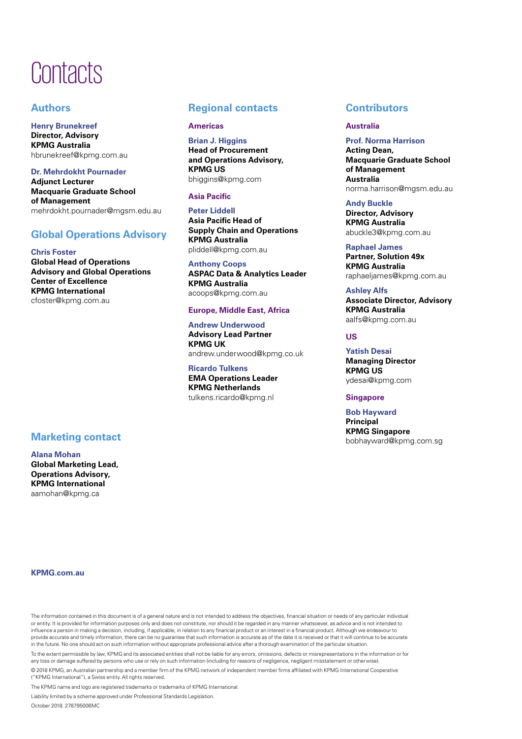# Contacts

## Authors

**Henry Brunekreef**
**Director, Advisory**
**KPMG Australia**
hbrunekreef@kpmg.com.au

**Dr. Mehrdokht Pournader**
**Adjunct Lecturer**
**Macquarie Graduate School of Management**
mehrdokht.pournader@mgsm.edu.au

## Global Operations Advisory

**Chris Foster**
**Global Head of Operations Advisory and Global Operations Center of Excellence**
**KPMG International**
cfoster@kpmg.com.au

## Marketing contact

**Alana Mohan**
**Global Marketing Lead, Operations Advisory, KPMG International**
aamohan@kpmg.ca

## Regional contacts

### Americas

**Brian J. Higgins**
**Head of Procurement and Operations Advisory, KPMG US**
bhiggins@kpmg.com

### Asia Pacific

**Peter Liddell**
**Asia Pacific Head of Supply Chain and Operations**
**KPMG Australia**
pliddell@kpmg.com.au

**Anthony Coops**
**ASPAC Data & Analytics Leader**
**KPMG Australia**
acoops@kpmg.com.au

### Europe, Middle East, Africa

**Andrew Underwood**
**Advisory Lead Partner**
**KPMG UK**
andrew.underwood@kpmg.co.uk

**Ricardo Tulkens**
**EMA Operations Leader**
**KPMG Netherlands**
tulkens.ricardo@kpmg.nl

## Contributors

### Australia

**Prof. Norma Harrison**
**Acting Dean, Macquarie Graduate School of Management**
**Australia**
norma.harrison@mgsm.edu.au

**Andy Buckle**
**Director, Advisory**
**KPMG Australia**
abuckle3@kpmg.com.au

**Raphael James**
**Partner, Solution 49x**
**KPMG Australia**
raphaeljames@kpmg.com.au

**Ashley Alfs**
**Associate Director, Advisory**
**KPMG Australia**
aalfs@kpmg.com.au

### US

**Yatish Desai**
**Managing Director**
**KPMG US**
ydesai@kpmg.com

### Singapore

**Bob Hayward**
**Principal**
**KPMG Singapore**
bobhayward@kpmg.com.sg

**KPMG.com.au**

The information contained in this document is of a general nature and is not intended to address the objectives, financial situation or needs of any particular individual or entity. It is provided for information purposes only and does not constitute, nor should it be regarded in any manner whatsoever, as advice and is not intended to influence a person in making a decision, including, if applicable, in relation to any financial product or an interest in a financial product. Although we endeavour to provide accurate and timely information, there can be no guarantee that such information is accurate as of the date it is received or that it will continue to be accurate in the future. No one should act on such information without appropriate professional advice after a thorough examination of the particular situation.

To the extent permissible by law, KPMG and its associated entities shall not be liable for any errors, omissions, defects or misrepresentations in the information or for any loss or damage suffered by persons who use or rely on such information (including for reasons of negligence, negligent misstatement or otherwise).

© 2018 KPMG, an Australian partnership and a member firm of the KPMG network of independent member firms affiliated with KPMG International Cooperative ("KPMG International"), a Swiss entity. All rights reserved.

The KPMG name and logo are registered trademarks or trademarks of KPMG International.

Liability limited by a scheme approved under Professional Standards Legislation.

October 2018. 278795006MC